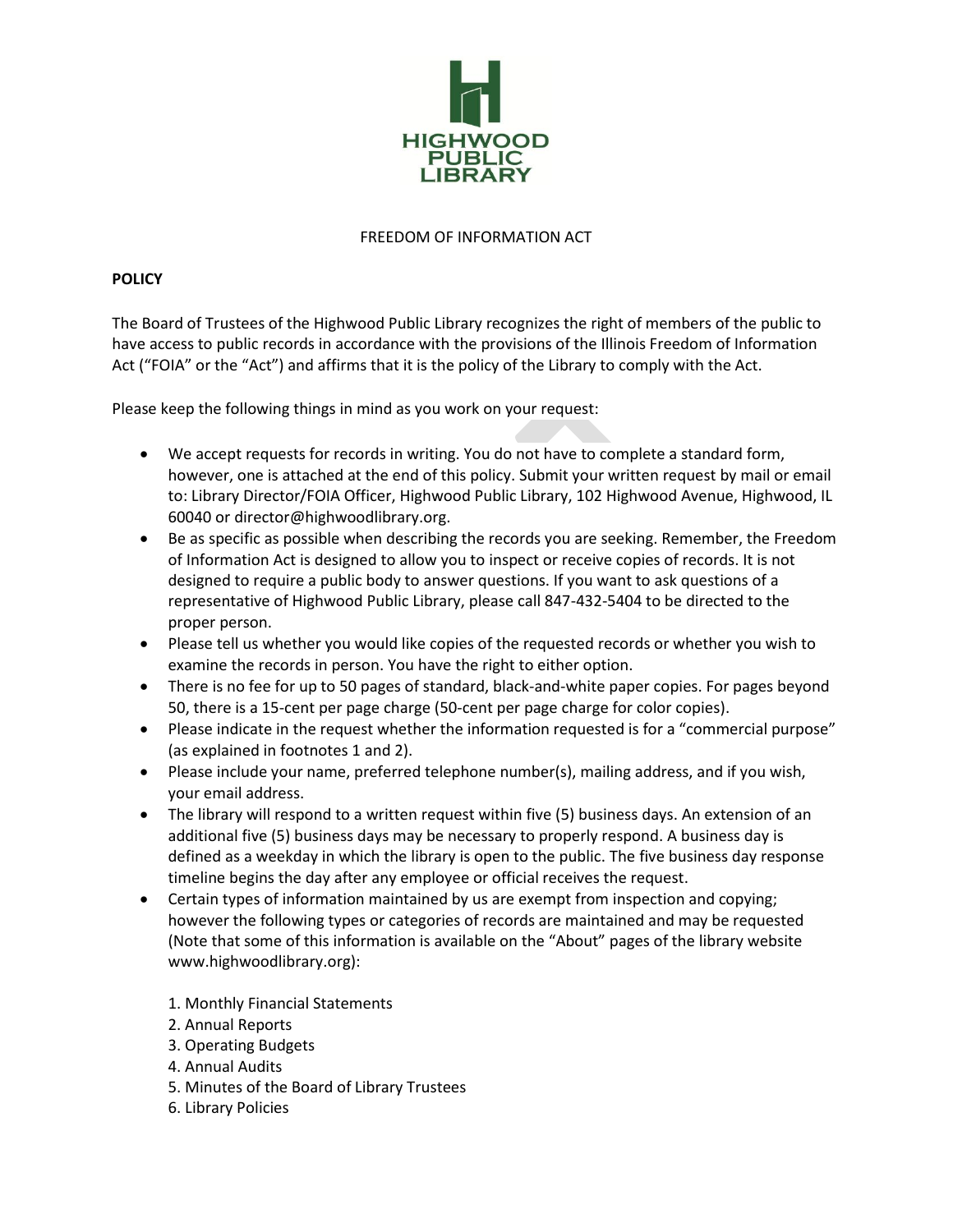HIGHWOOD PUBLIC LIBRARY

FREEDOM OF INFORMATION ACT

**POLICY**

The Board of Trustees of the Highwood Public Library recognizes the right of members of the public to have access to public records in accordance with the provisions of the Illinois Freedom of Information Act ("FOIA" or the "Act") and affirms that it is the policy of the Library to comply with the Act.

Please keep the following things in mind as you work on your request:

- We accept requests for records in writing. You do not have to complete a standard form, however, one is attached at the end of this policy. Submit your written request by mail or email to: Library Director/FOIA Officer, Highwood Public Library, 102 Highwood Avenue, Highwood, IL 60040 or director@highwoodlibrary.org.
- Be as specific as possible when describing the records you are seeking. Remember, the Freedom of Information Act is designed to allow you to inspect or receive copies of records. It is not designed to require a public body to answer questions. If you want to ask questions of a representative of Highwood Public Library, please call 847-432-5404 to be directed to the proper person.
- Please tell us whether you would like copies of the requested records or whether you wish to examine the records in person. You have the right to either option.
- There is no fee for up to 50 pages of standard, black-and-white paper copies. For pages beyond 50, there is a 15-cent per page charge (50-cent per page charge for color copies).
- Please indicate in the request whether the information requested is for a "commercial purpose" (as explained in footnotes 1 and 2).
- Please include your name, preferred telephone number(s), mailing address, and if you wish, your email address.
- The library will respond to a written request within five (5) business days. An extension of an additional five (5) business days may be necessary to properly respond. A business day is defined as a weekday in which the library is open to the public. The five business day response timeline begins the day after any employee or official receives the request.
- Certain types of information maintained by us are exempt from inspection and copying; however the following types or categories of records are maintained and may be requested (Note that some of this information is available on the "About" pages of the library website www.highwoodlibrary.org):

  1. Monthly Financial Statements
  2. Annual Reports
  3. Operating Budgets
  4. Annual Audits
  5. Minutes of the Board of Library Trustees
  6. Library Policies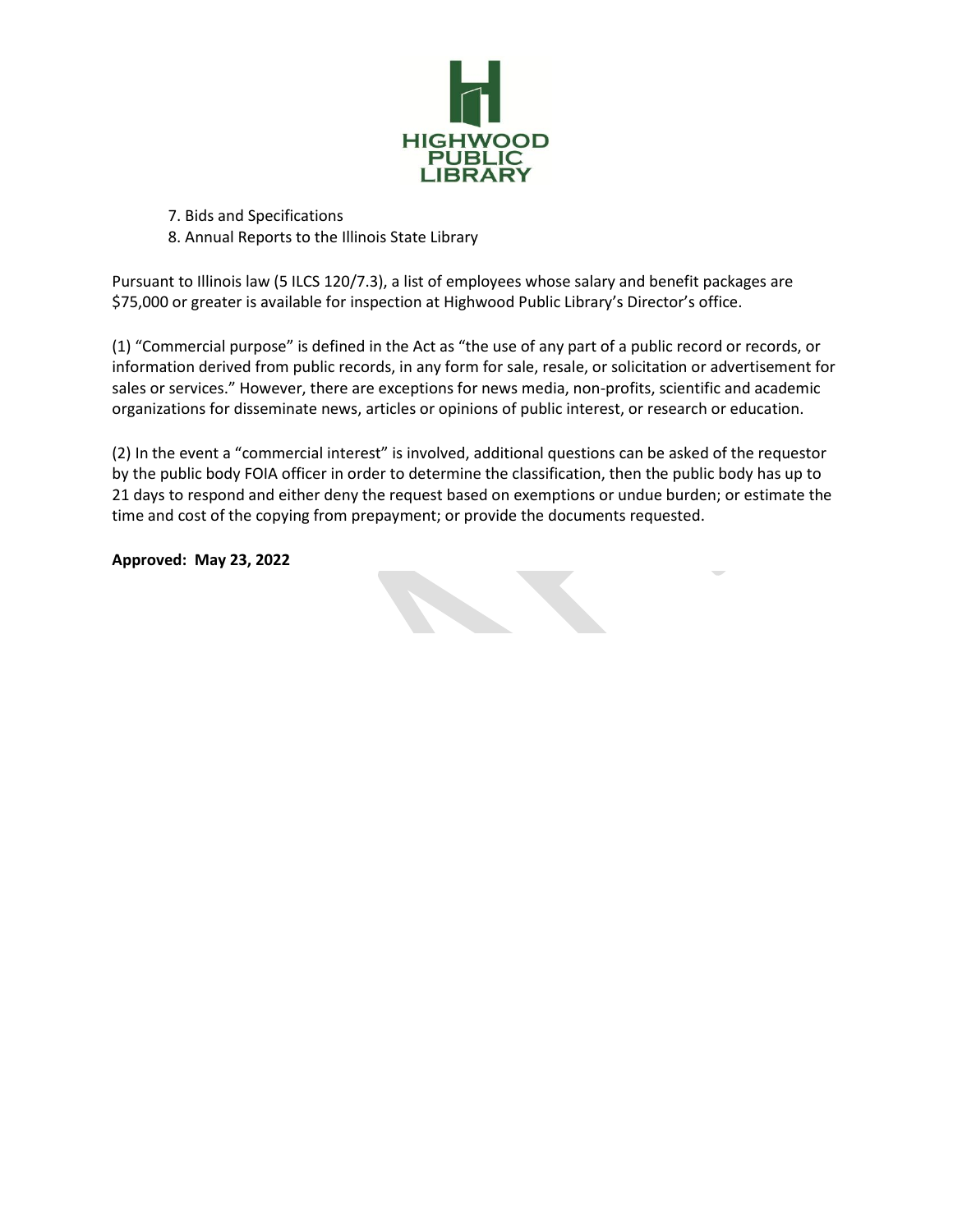7. Bids and Specifications
8. Annual Reports to the Illinois State Library

Pursuant to Illinois law (5 ILCS 120/7.3), a list of employees whose salary and benefit packages are $75,000 or greater is available for inspection at Highwood Public Library's Director's office.

(1) "Commercial purpose" is defined in the Act as "the use of any part of a public record or records, or information derived from public records, in any form for sale, resale, or solicitation or advertisement for sales or services." However, there are exceptions for news media, non-profits, scientific and academic organizations for disseminate news, articles or opinions of public interest, or research or education.

(2) In the event a "commercial interest" is involved, additional questions can be asked of the requestor by the public body FOIA officer in order to determine the classification, then the public body has up to 21 days to respond and either deny the request based on exemptions or undue burden; or estimate the time and cost of the copying from prepayment; or provide the documents requested.

**Approved: May 23, 2022**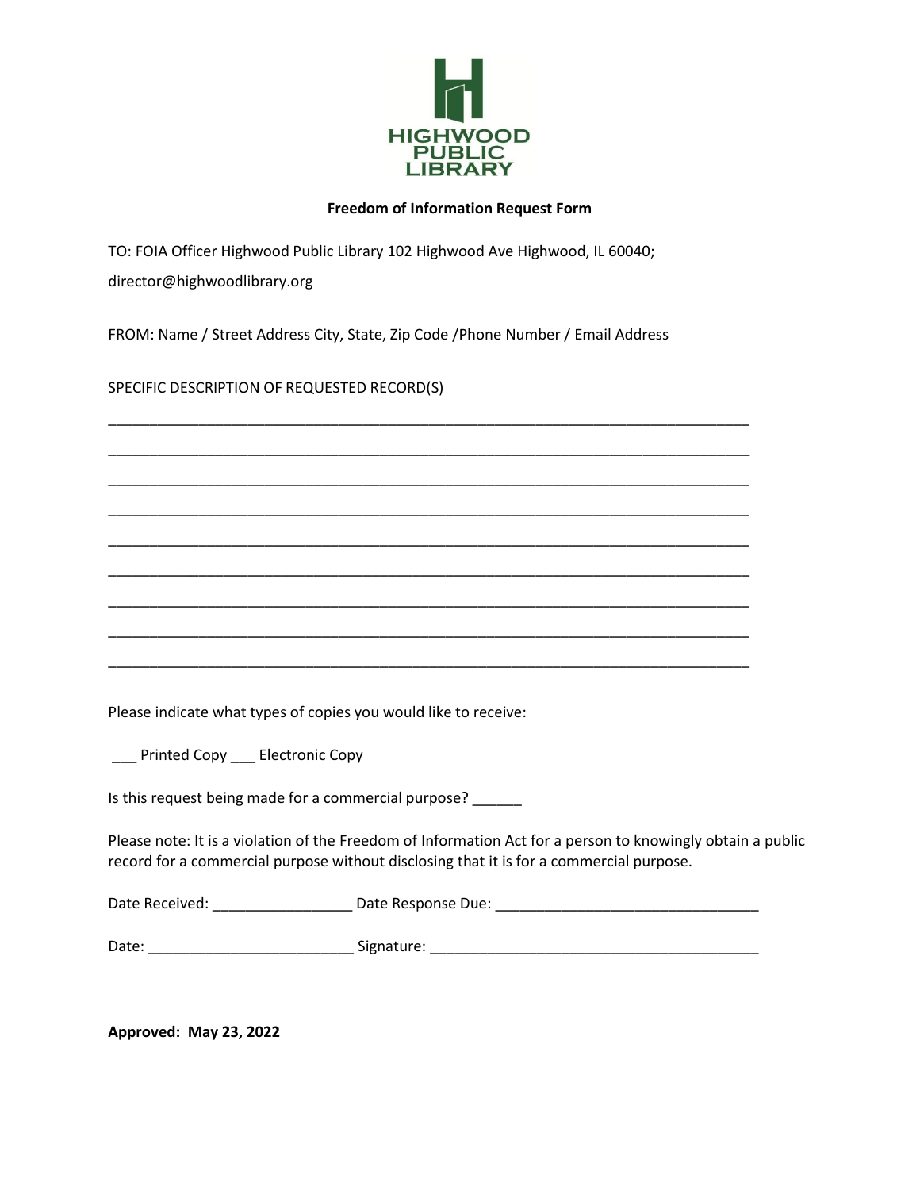HIGHWOOD
PUBLIC
LIBRARY

**Freedom of Information Request Form**

TO: FOIA Officer Highwood Public Library 102 Highwood Ave Highwood, IL 60040;

director@highwoodlibrary.org

FROM: Name / Street Address City, State, Zip Code /Phone Number / Email Address

SPECIFIC DESCRIPTION OF REQUESTED RECORD(S)

_______________________________________________________________________________

_______________________________________________________________________________

_______________________________________________________________________________

_______________________________________________________________________________

_______________________________________________________________________________

_______________________________________________________________________________

_______________________________________________________________________________

_______________________________________________________________________________

_______________________________________________________________________________

Please indicate what types of copies you would like to receive:

___ Printed Copy ___ Electronic Copy

Is this request being made for a commercial purpose? ______

Please note: It is a violation of the Freedom of Information Act for a person to knowingly obtain a public record for a commercial purpose without disclosing that it is for a commercial purpose.

Date Received: _________________ Date Response Due: ________________________________

Date: _________________________ Signature: _________________________________________

**Approved: May 23, 2022**